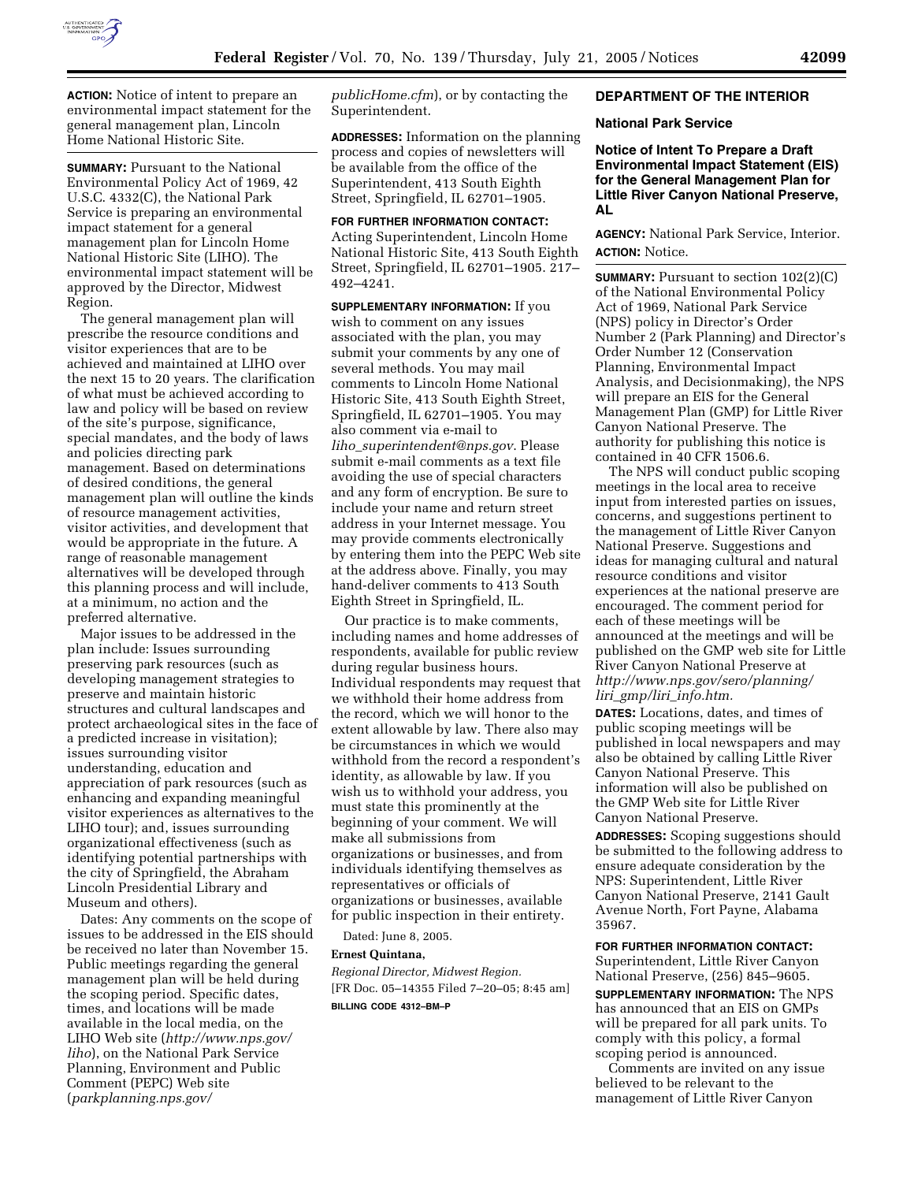**ACTION:** Notice of intent to prepare an environmental impact statement for the general management plan, Lincoln Home National Historic Site.

**SUMMARY:** Pursuant to the National Environmental Policy Act of 1969, 42 U.S.C. 4332(C), the National Park Service is preparing an environmental impact statement for a general management plan for Lincoln Home National Historic Site (LIHO). The environmental impact statement will be approved by the Director, Midwest Region.

The general management plan will prescribe the resource conditions and visitor experiences that are to be achieved and maintained at LIHO over the next 15 to 20 years. The clarification of what must be achieved according to law and policy will be based on review of the site's purpose, significance, special mandates, and the body of laws and policies directing park management. Based on determinations of desired conditions, the general management plan will outline the kinds of resource management activities, visitor activities, and development that would be appropriate in the future. A range of reasonable management alternatives will be developed through this planning process and will include, at a minimum, no action and the preferred alternative.

Major issues to be addressed in the plan include: Issues surrounding preserving park resources (such as developing management strategies to preserve and maintain historic structures and cultural landscapes and protect archaeological sites in the face of a predicted increase in visitation); issues surrounding visitor understanding, education and appreciation of park resources (such as enhancing and expanding meaningful visitor experiences as alternatives to the LIHO tour); and, issues surrounding organizational effectiveness (such as identifying potential partnerships with the city of Springfield, the Abraham Lincoln Presidential Library and Museum and others).

Dates: Any comments on the scope of issues to be addressed in the EIS should be received no later than November 15. Public meetings regarding the general management plan will be held during the scoping period. Specific dates, times, and locations will be made available in the local media, on the LIHO Web site (*http://www.nps.gov/liho*), on the National Park Service Planning, Environment and Public Comment (PEPC) Web site (*parkplanning.nps.gov/publicHome.cfm*), or by contacting the Superintendent.

**ADDRESSES:** Information on the planning process and copies of newsletters will be available from the office of the Superintendent, 413 South Eighth Street, Springfield, IL 62701–1905.

**FOR FURTHER INFORMATION CONTACT:** Acting Superintendent, Lincoln Home National Historic Site, 413 South Eighth Street, Springfield, IL 62701–1905. 217–492–4241.

**SUPPLEMENTARY INFORMATION:** If you wish to comment on any issues associated with the plan, you may submit your comments by any one of several methods. You may mail comments to Lincoln Home National Historic Site, 413 South Eighth Street, Springfield, IL 62701–1905. You may also comment via e-mail to *liho_superintendent@nps.gov*. Please submit e-mail comments as a text file avoiding the use of special characters and any form of encryption. Be sure to include your name and return street address in your Internet message. You may provide comments electronically by entering them into the PEPC Web site at the address above. Finally, you may hand-deliver comments to 413 South Eighth Street in Springfield, IL.

Our practice is to make comments, including names and home addresses of respondents, available for public review during regular business hours. Individual respondents may request that we withhold their home address from the record, which we will honor to the extent allowable by law. There also may be circumstances in which we would withhold from the record a respondent's identity, as allowable by law. If you wish us to withhold your address, you must state this prominently at the beginning of your comment. We will make all submissions from organizations or businesses, and from individuals identifying themselves as representatives or officials of organizations or businesses, available for public inspection in their entirety.

Dated: June 8, 2005.

**Ernest Quintana,**

*Regional Director, Midwest Region.*

[FR Doc. 05–14355 Filed 7–20–05; 8:45 am]

**BILLING CODE 4312–BM–P**

## DEPARTMENT OF THE INTERIOR

### National Park Service

### Notice of Intent To Prepare a Draft Environmental Impact Statement (EIS) for the General Management Plan for Little River Canyon National Preserve, AL

**AGENCY:** National Park Service, Interior.

**ACTION:** Notice.

**SUMMARY:** Pursuant to section 102(2)(C) of the National Environmental Policy Act of 1969, National Park Service (NPS) policy in Director's Order Number 2 (Park Planning) and Director's Order Number 12 (Conservation Planning, Environmental Impact Analysis, and Decisionmaking), the NPS will prepare an EIS for the General Management Plan (GMP) for Little River Canyon National Preserve. The authority for publishing this notice is contained in 40 CFR 1506.6.

The NPS will conduct public scoping meetings in the local area to receive input from interested parties on issues, concerns, and suggestions pertinent to the management of Little River Canyon National Preserve. Suggestions and ideas for managing cultural and natural resource conditions and visitor experiences at the national preserve are encouraged. The comment period for each of these meetings will be announced at the meetings and will be published on the GMP web site for Little River Canyon National Preserve at *http://www.nps.gov/sero/planning/liri_gmp/liri_info.htm.*

**DATES:** Locations, dates, and times of public scoping meetings will be published in local newspapers and may also be obtained by calling Little River Canyon National Preserve. This information will also be published on the GMP Web site for Little River Canyon National Preserve.

**ADDRESSES:** Scoping suggestions should be submitted to the following address to ensure adequate consideration by the NPS: Superintendent, Little River Canyon National Preserve, 2141 Gault Avenue North, Fort Payne, Alabama 35967.

**FOR FURTHER INFORMATION CONTACT:** Superintendent, Little River Canyon National Preserve, (256) 845–9605.

**SUPPLEMENTARY INFORMATION:** The NPS has announced that an EIS on GMPs will be prepared for all park units. To comply with this policy, a formal scoping period is announced.

Comments are invited on any issue believed to be relevant to the management of Little River Canyon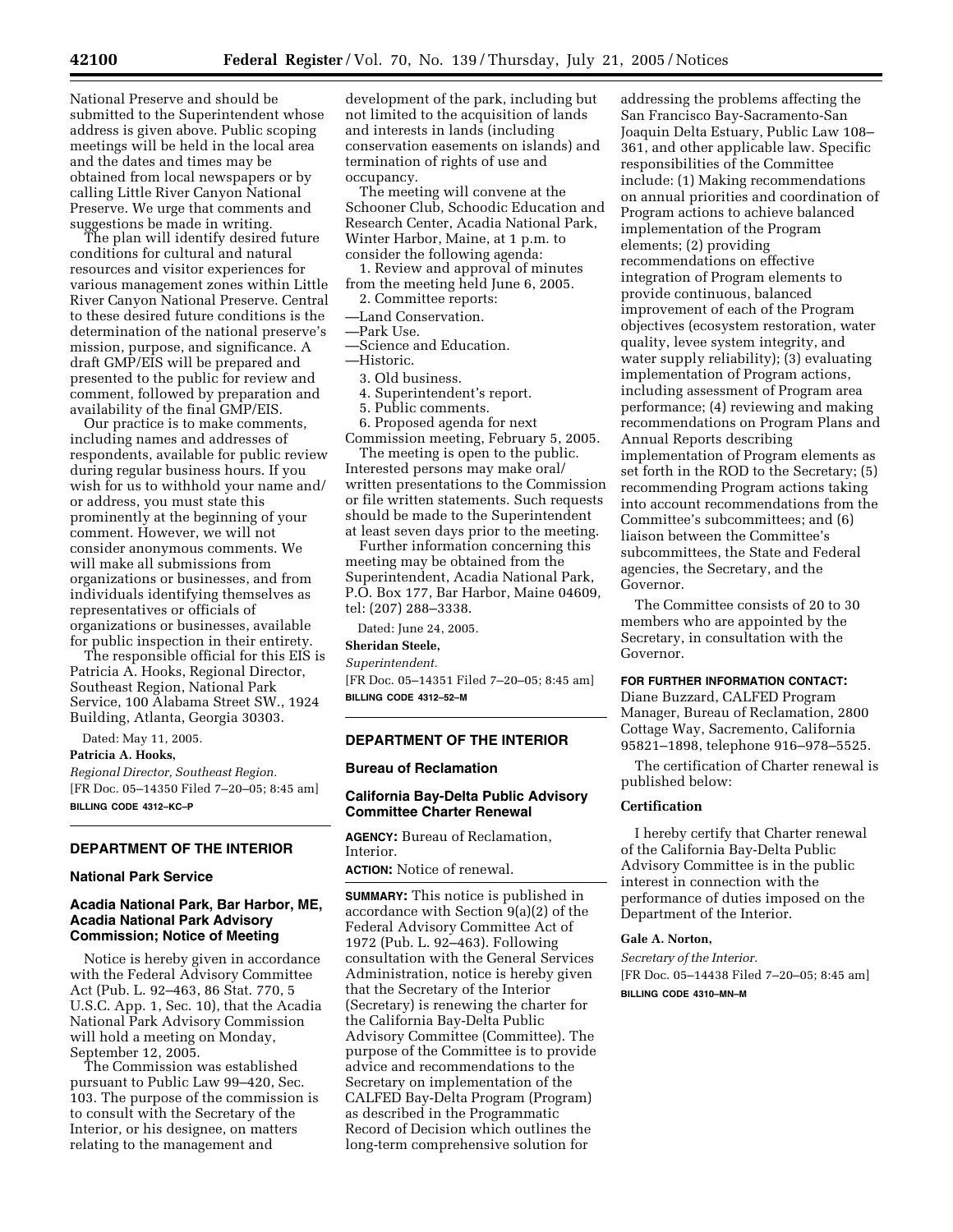National Preserve and should be submitted to the Superintendent whose address is given above. Public scoping meetings will be held in the local area and the dates and times may be obtained from local newspapers or by calling Little River Canyon National Preserve. We urge that comments and suggestions be made in writing.

The plan will identify desired future conditions for cultural and natural resources and visitor experiences for various management zones within Little River Canyon National Preserve. Central to these desired future conditions is the determination of the national preserve's mission, purpose, and significance. A draft GMP/EIS will be prepared and presented to the public for review and comment, followed by preparation and availability of the final GMP/EIS.

Our practice is to make comments, including names and addresses of respondents, available for public review during regular business hours. If you wish for us to withhold your name and/or address, you must state this prominently at the beginning of your comment. However, we will not consider anonymous comments. We will make all submissions from organizations or businesses, and from individuals identifying themselves as representatives or officials of organizations or businesses, available for public inspection in their entirety.

The responsible official for this EIS is Patricia A. Hooks, Regional Director, Southeast Region, National Park Service, 100 Alabama Street SW., 1924 Building, Atlanta, Georgia 30303.

Dated: May 11, 2005.

**Patricia A. Hooks,**

*Regional Director, Southeast Region.*

[FR Doc. 05–14350 Filed 7–20–05; 8:45 am]

**BILLING CODE 4312–KC–P**

---

## DEPARTMENT OF THE INTERIOR

### National Park Service

### Acadia National Park, Bar Harbor, ME, Acadia National Park Advisory Commission; Notice of Meeting

Notice is hereby given in accordance with the Federal Advisory Committee Act (Pub. L. 92–463, 86 Stat. 770, 5 U.S.C. App. 1, Sec. 10), that the Acadia National Park Advisory Commission will hold a meeting on Monday, September 12, 2005.

The Commission was established pursuant to Public Law 99–420, Sec. 103. The purpose of the commission is to consult with the Secretary of the Interior, or his designee, on matters relating to the management and development of the park, including but not limited to the acquisition of lands and interests in lands (including conservation easements on islands) and termination of rights of use and occupancy.

The meeting will convene at the Schooner Club, Schoodic Education and Research Center, Acadia National Park, Winter Harbor, Maine, at 1 p.m. to consider the following agenda:

1. Review and approval of minutes from the meeting held June 6, 2005.
2. Committee reports:
   —Land Conservation.
   —Park Use.
   —Science and Education.
   —Historic.
3. Old business.
4. Superintendent's report.
5. Public comments.
6. Proposed agenda for next Commission meeting, February 5, 2005.

The meeting is open to the public. Interested persons may make oral/written presentations to the Commission or file written statements. Such requests should be made to the Superintendent at least seven days prior to the meeting.

Further information concerning this meeting may be obtained from the Superintendent, Acadia National Park, P.O. Box 177, Bar Harbor, Maine 04609, tel: (207) 288–3338.

Dated: June 24, 2005.

**Sheridan Steele,**

*Superintendent.*

[FR Doc. 05–14351 Filed 7–20–05; 8:45 am]

**BILLING CODE 4312–52–M**

---

## DEPARTMENT OF THE INTERIOR

### Bureau of Reclamation

### California Bay-Delta Public Advisory Committee Charter Renewal

**AGENCY:** Bureau of Reclamation, Interior.

**ACTION:** Notice of renewal.

---

**SUMMARY:** This notice is published in accordance with Section 9(a)(2) of the Federal Advisory Committee Act of 1972 (Pub. L. 92–463). Following consultation with the General Services Administration, notice is hereby given that the Secretary of the Interior (Secretary) is renewing the charter for the California Bay-Delta Public Advisory Committee (Committee). The purpose of the Committee is to provide advice and recommendations to the Secretary on implementation of the CALFED Bay-Delta Program (Program) as described in the Programmatic Record of Decision which outlines the long-term comprehensive solution for addressing the problems affecting the San Francisco Bay-Sacramento-San Joaquin Delta Estuary, Public Law 108–361, and other applicable law. Specific responsibilities of the Committee include: (1) Making recommendations on annual priorities and coordination of Program actions to achieve balanced implementation of the Program elements; (2) providing recommendations on effective integration of Program elements to provide continuous, balanced improvement of each of the Program objectives (ecosystem restoration, water quality, levee system integrity, and water supply reliability); (3) evaluating implementation of Program actions, including assessment of Program area performance; (4) reviewing and making recommendations on Program Plans and Annual Reports describing implementation of Program elements as set forth in the ROD to the Secretary; (5) recommending Program actions taking into account recommendations from the Committee's subcommittees; and (6) liaison between the Committee's subcommittees, the State and Federal agencies, the Secretary, and the Governor.

The Committee consists of 20 to 30 members who are appointed by the Secretary, in consultation with the Governor.

**FOR FURTHER INFORMATION CONTACT:** Diane Buzzard, CALFED Program Manager, Bureau of Reclamation, 2800 Cottage Way, Sacremento, California 95821–1898, telephone 916–978–5525.

The certification of Charter renewal is published below:

#### Certification

I hereby certify that Charter renewal of the California Bay-Delta Public Advisory Committee is in the public interest in connection with the performance of duties imposed on the Department of the Interior.

**Gale A. Norton,**

*Secretary of the Interior.*

[FR Doc. 05–14438 Filed 7–20–05; 8:45 am]

**BILLING CODE 4310–MN–M**